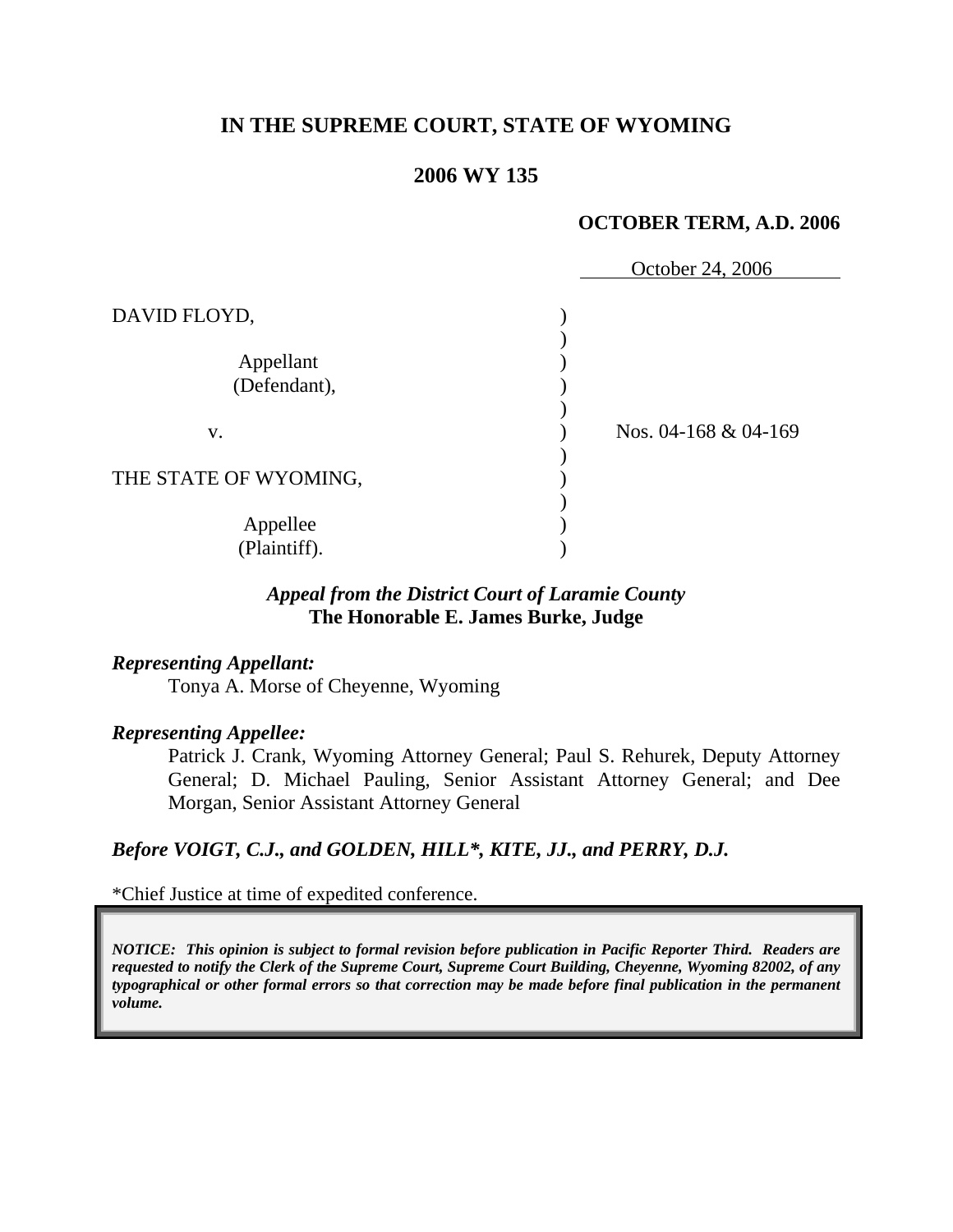**IN THE SUPREME COURT, STATE OF WYOMING**

**2006 WY 135**

**OCTOBER TERM, A.D. 2006**

October 24, 2006

DAVID FLOYD,

Appellant
(Defendant),

v.

THE STATE OF WYOMING,

Appellee
(Plaintiff).

Nos. 04-168 & 04-169

***Appeal from the District Court of Laramie County***
**The Honorable E. James Burke, Judge**

***Representing Appellant:***

Tonya A. Morse of Cheyenne, Wyoming

***Representing Appellee:***

Patrick J. Crank, Wyoming Attorney General; Paul S. Rehurek, Deputy Attorney General; D. Michael Pauling, Senior Assistant Attorney General; and Dee Morgan, Senior Assistant Attorney General

***Before VOIGT, C.J., and GOLDEN, HILL\*, KITE, JJ., and PERRY, D.J.***

\*Chief Justice at time of expedited conference.

***NOTICE: This opinion is subject to formal revision before publication in Pacific Reporter Third. Readers are requested to notify the Clerk of the Supreme Court, Supreme Court Building, Cheyenne, Wyoming 82002, of any typographical or other formal errors so that correction may be made before final publication in the permanent volume.***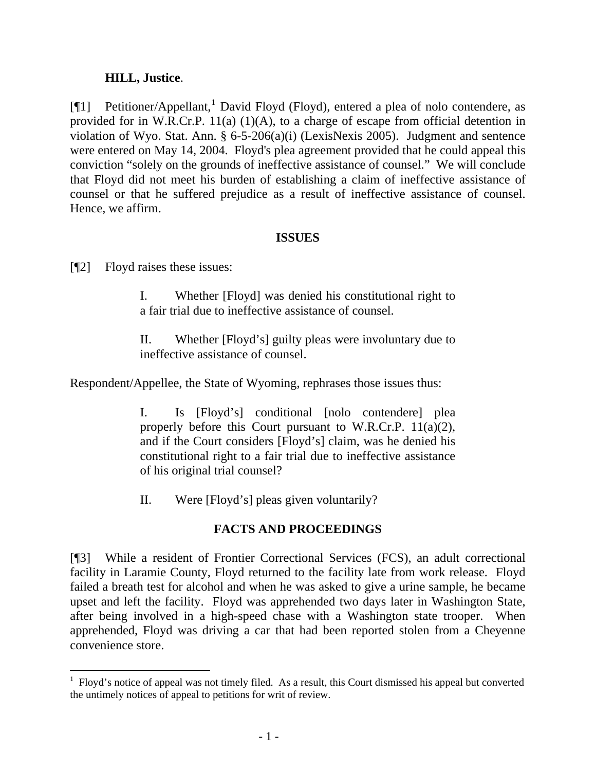**HILL, Justice**.

[¶1] Petitioner/Appellant,[1] David Floyd (Floyd), entered a plea of nolo contendere, as provided for in W.R.Cr.P. 11(a) (1)(A), to a charge of escape from official detention in violation of Wyo. Stat. Ann. § 6-5-206(a)(i) (LexisNexis 2005). Judgment and sentence were entered on May 14, 2004. Floyd's plea agreement provided that he could appeal this conviction "solely on the grounds of ineffective assistance of counsel." We will conclude that Floyd did not meet his burden of establishing a claim of ineffective assistance of counsel or that he suffered prejudice as a result of ineffective assistance of counsel. Hence, we affirm.

**ISSUES**

[¶2] Floyd raises these issues:

> I. Whether [Floyd] was denied his constitutional right to a fair trial due to ineffective assistance of counsel.
>
> II. Whether [Floyd's] guilty pleas were involuntary due to ineffective assistance of counsel.

Respondent/Appellee, the State of Wyoming, rephrases those issues thus:

> I. Is [Floyd's] conditional [nolo contendere] plea properly before this Court pursuant to W.R.Cr.P. 11(a)(2), and if the Court considers [Floyd's] claim, was he denied his constitutional right to a fair trial due to ineffective assistance of his original trial counsel?
>
> II. Were [Floyd's] pleas given voluntarily?

**FACTS AND PROCEEDINGS**

[¶3] While a resident of Frontier Correctional Services (FCS), an adult correctional facility in Laramie County, Floyd returned to the facility late from work release. Floyd failed a breath test for alcohol and when he was asked to give a urine sample, he became upset and left the facility. Floyd was apprehended two days later in Washington State, after being involved in a high-speed chase with a Washington state trooper. When apprehended, Floyd was driving a car that had been reported stolen from a Cheyenne convenience store.

[1] Floyd's notice of appeal was not timely filed. As a result, this Court dismissed his appeal but converted the untimely notices of appeal to petitions for writ of review.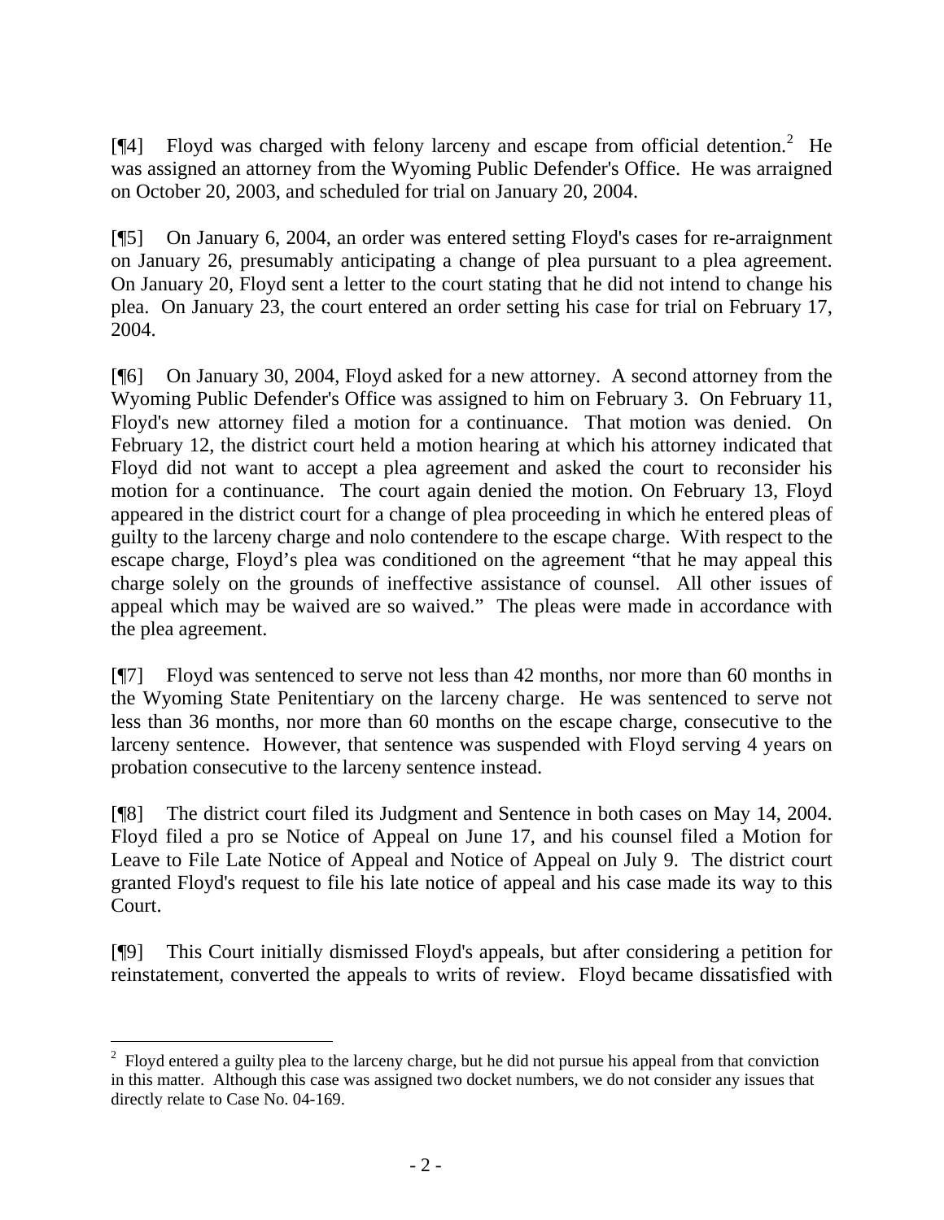[¶4] Floyd was charged with felony larceny and escape from official detention.[2] He was assigned an attorney from the Wyoming Public Defender's Office. He was arraigned on October 20, 2003, and scheduled for trial on January 20, 2004.

[¶5] On January 6, 2004, an order was entered setting Floyd's cases for re-arraignment on January 26, presumably anticipating a change of plea pursuant to a plea agreement. On January 20, Floyd sent a letter to the court stating that he did not intend to change his plea. On January 23, the court entered an order setting his case for trial on February 17, 2004.

[¶6] On January 30, 2004, Floyd asked for a new attorney. A second attorney from the Wyoming Public Defender's Office was assigned to him on February 3. On February 11, Floyd's new attorney filed a motion for a continuance. That motion was denied. On February 12, the district court held a motion hearing at which his attorney indicated that Floyd did not want to accept a plea agreement and asked the court to reconsider his motion for a continuance. The court again denied the motion. On February 13, Floyd appeared in the district court for a change of plea proceeding in which he entered pleas of guilty to the larceny charge and nolo contendere to the escape charge. With respect to the escape charge, Floyd's plea was conditioned on the agreement "that he may appeal this charge solely on the grounds of ineffective assistance of counsel. All other issues of appeal which may be waived are so waived." The pleas were made in accordance with the plea agreement.

[¶7] Floyd was sentenced to serve not less than 42 months, nor more than 60 months in the Wyoming State Penitentiary on the larceny charge. He was sentenced to serve not less than 36 months, nor more than 60 months on the escape charge, consecutive to the larceny sentence. However, that sentence was suspended with Floyd serving 4 years on probation consecutive to the larceny sentence instead.

[¶8] The district court filed its Judgment and Sentence in both cases on May 14, 2004. Floyd filed a pro se Notice of Appeal on June 17, and his counsel filed a Motion for Leave to File Late Notice of Appeal and Notice of Appeal on July 9. The district court granted Floyd's request to file his late notice of appeal and his case made its way to this Court.

[¶9] This Court initially dismissed Floyd's appeals, but after considering a petition for reinstatement, converted the appeals to writs of review. Floyd became dissatisfied with

---

[2] Floyd entered a guilty plea to the larceny charge, but he did not pursue his appeal from that conviction in this matter. Although this case was assigned two docket numbers, we do not consider any issues that directly relate to Case No. 04-169.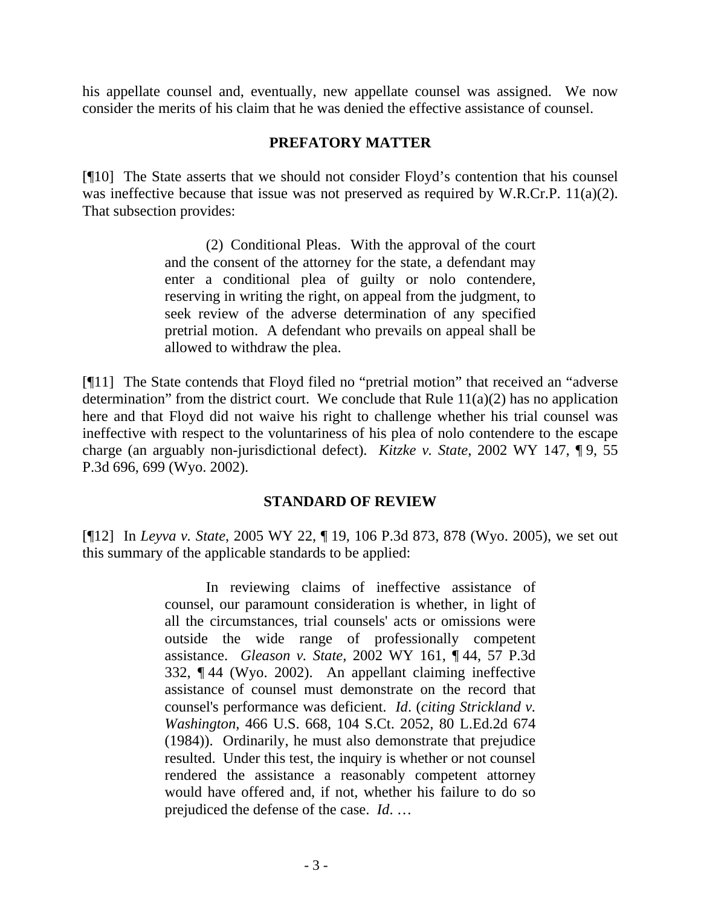his appellate counsel and, eventually, new appellate counsel was assigned. We now consider the merits of his claim that he was denied the effective assistance of counsel.

## PREFATORY MATTER

[¶10] The State asserts that we should not consider Floyd's contention that his counsel was ineffective because that issue was not preserved as required by W.R.Cr.P. 11(a)(2). That subsection provides:

> (2) Conditional Pleas. With the approval of the court and the consent of the attorney for the state, a defendant may enter a conditional plea of guilty or nolo contendere, reserving in writing the right, on appeal from the judgment, to seek review of the adverse determination of any specified pretrial motion. A defendant who prevails on appeal shall be allowed to withdraw the plea.

[¶11] The State contends that Floyd filed no "pretrial motion" that received an "adverse determination" from the district court. We conclude that Rule 11(a)(2) has no application here and that Floyd did not waive his right to challenge whether his trial counsel was ineffective with respect to the voluntariness of his plea of nolo contendere to the escape charge (an arguably non-jurisdictional defect). *Kitzke v. State*, 2002 WY 147, ¶ 9, 55 P.3d 696, 699 (Wyo. 2002).

## STANDARD OF REVIEW

[¶12] In *Leyva v. State*, 2005 WY 22, ¶ 19, 106 P.3d 873, 878 (Wyo. 2005), we set out this summary of the applicable standards to be applied:

> In reviewing claims of ineffective assistance of counsel, our paramount consideration is whether, in light of all the circumstances, trial counsels' acts or omissions were outside the wide range of professionally competent assistance. *Gleason v. State*, 2002 WY 161, ¶ 44, 57 P.3d 332, ¶ 44 (Wyo. 2002). An appellant claiming ineffective assistance of counsel must demonstrate on the record that counsel's performance was deficient. *Id*. (*citing Strickland v. Washington*, 466 U.S. 668, 104 S.Ct. 2052, 80 L.Ed.2d 674 (1984)). Ordinarily, he must also demonstrate that prejudice resulted. Under this test, the inquiry is whether or not counsel rendered the assistance a reasonably competent attorney would have offered and, if not, whether his failure to do so prejudiced the defense of the case. *Id*. …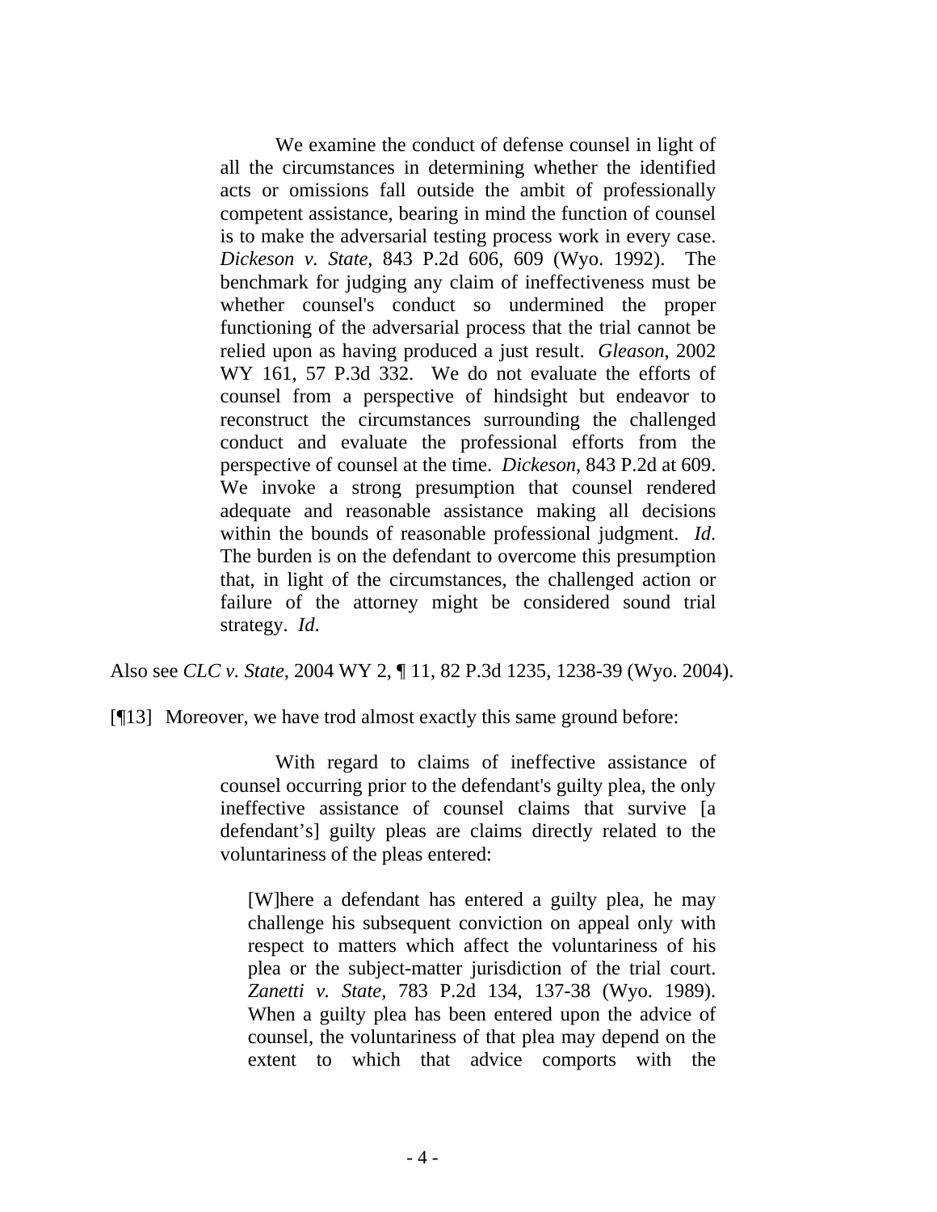> We examine the conduct of defense counsel in light of all the circumstances in determining whether the identified acts or omissions fall outside the ambit of professionally competent assistance, bearing in mind the function of counsel is to make the adversarial testing process work in every case. *Dickeson v. State*, 843 P.2d 606, 609 (Wyo. 1992). The benchmark for judging any claim of ineffectiveness must be whether counsel's conduct so undermined the proper functioning of the adversarial process that the trial cannot be relied upon as having produced a just result. *Gleason*, 2002 WY 161, 57 P.3d 332. We do not evaluate the efforts of counsel from a perspective of hindsight but endeavor to reconstruct the circumstances surrounding the challenged conduct and evaluate the professional efforts from the perspective of counsel at the time. *Dickeson*, 843 P.2d at 609. We invoke a strong presumption that counsel rendered adequate and reasonable assistance making all decisions within the bounds of reasonable professional judgment. *Id*. The burden is on the defendant to overcome this presumption that, in light of the circumstances, the challenged action or failure of the attorney might be considered sound trial strategy. *Id*.

Also see *CLC v. State*, 2004 WY 2, ¶ 11, 82 P.3d 1235, 1238-39 (Wyo. 2004).

[¶13] Moreover, we have trod almost exactly this same ground before:

> With regard to claims of ineffective assistance of counsel occurring prior to the defendant's guilty plea, the only ineffective assistance of counsel claims that survive [a defendant's] guilty pleas are claims directly related to the voluntariness of the pleas entered:
>
> > [W]here a defendant has entered a guilty plea, he may challenge his subsequent conviction on appeal only with respect to matters which affect the voluntariness of his plea or the subject-matter jurisdiction of the trial court. *Zanetti v. State*, 783 P.2d 134, 137-38 (Wyo. 1989). When a guilty plea has been entered upon the advice of counsel, the voluntariness of that plea may depend on the extent to which that advice comports with the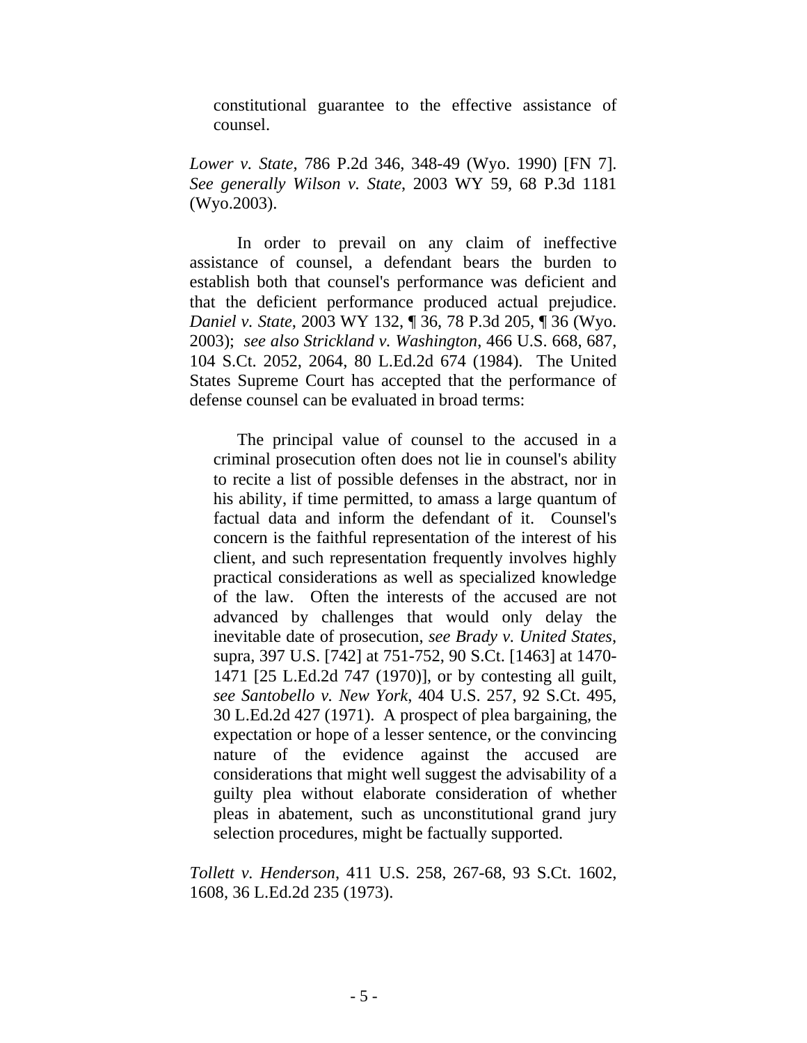> constitutional guarantee to the effective assistance of counsel.

*Lower v. State*, 786 P.2d 346, 348-49 (Wyo. 1990) [FN 7]. *See generally Wilson v. State*, 2003 WY 59, 68 P.3d 1181 (Wyo.2003).

In order to prevail on any claim of ineffective assistance of counsel, a defendant bears the burden to establish both that counsel's performance was deficient and that the deficient performance produced actual prejudice. *Daniel v. State*, 2003 WY 132, ¶ 36, 78 P.3d 205, ¶ 36 (Wyo. 2003); *see also Strickland v. Washington*, 466 U.S. 668, 687, 104 S.Ct. 2052, 2064, 80 L.Ed.2d 674 (1984). The United States Supreme Court has accepted that the performance of defense counsel can be evaluated in broad terms:

> The principal value of counsel to the accused in a criminal prosecution often does not lie in counsel's ability to recite a list of possible defenses in the abstract, nor in his ability, if time permitted, to amass a large quantum of factual data and inform the defendant of it. Counsel's concern is the faithful representation of the interest of his client, and such representation frequently involves highly practical considerations as well as specialized knowledge of the law. Often the interests of the accused are not advanced by challenges that would only delay the inevitable date of prosecution, *see Brady v. United States*, supra, 397 U.S. [742] at 751-752, 90 S.Ct. [1463] at 1470-1471 [25 L.Ed.2d 747 (1970)], or by contesting all guilt, *see Santobello v. New York*, 404 U.S. 257, 92 S.Ct. 495, 30 L.Ed.2d 427 (1971). A prospect of plea bargaining, the expectation or hope of a lesser sentence, or the convincing nature of the evidence against the accused are considerations that might well suggest the advisability of a guilty plea without elaborate consideration of whether pleas in abatement, such as unconstitutional grand jury selection procedures, might be factually supported.

*Tollett v. Henderson*, 411 U.S. 258, 267-68, 93 S.Ct. 1602, 1608, 36 L.Ed.2d 235 (1973).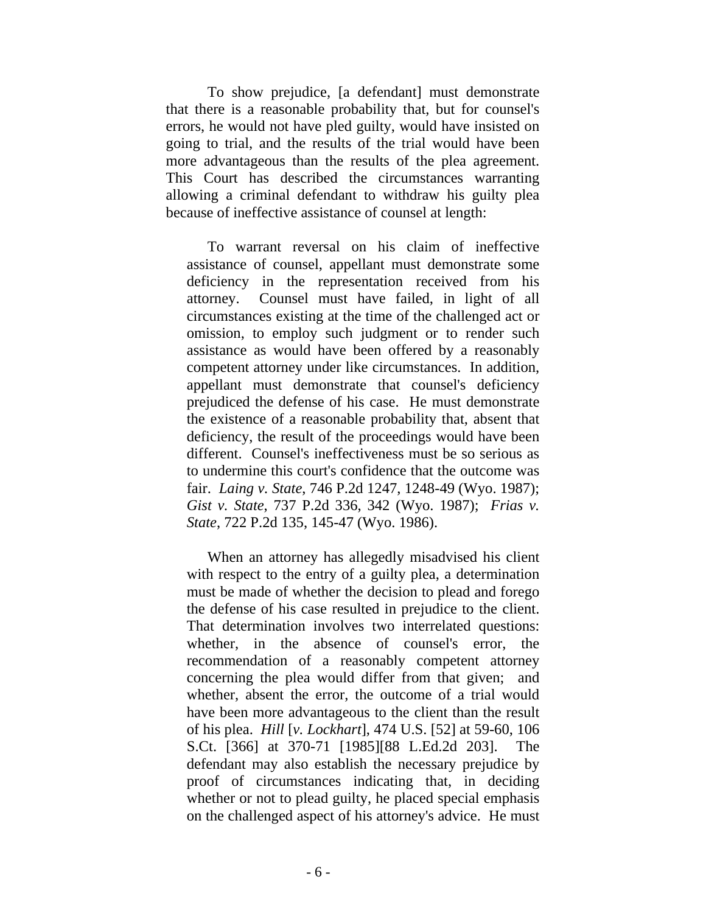To show prejudice, [a defendant] must demonstrate that there is a reasonable probability that, but for counsel's errors, he would not have pled guilty, would have insisted on going to trial, and the results of the trial would have been more advantageous than the results of the plea agreement. This Court has described the circumstances warranting allowing a criminal defendant to withdraw his guilty plea because of ineffective assistance of counsel at length:

> To warrant reversal on his claim of ineffective assistance of counsel, appellant must demonstrate some deficiency in the representation received from his attorney. Counsel must have failed, in light of all circumstances existing at the time of the challenged act or omission, to employ such judgment or to render such assistance as would have been offered by a reasonably competent attorney under like circumstances. In addition, appellant must demonstrate that counsel's deficiency prejudiced the defense of his case. He must demonstrate the existence of a reasonable probability that, absent that deficiency, the result of the proceedings would have been different. Counsel's ineffectiveness must be so serious as to undermine this court's confidence that the outcome was fair. *Laing v. State*, 746 P.2d 1247, 1248-49 (Wyo. 1987); *Gist v. State*, 737 P.2d 336, 342 (Wyo. 1987); *Frias v. State*, 722 P.2d 135, 145-47 (Wyo. 1986).
>
> When an attorney has allegedly misadvised his client with respect to the entry of a guilty plea, a determination must be made of whether the decision to plead and forego the defense of his case resulted in prejudice to the client. That determination involves two interrelated questions: whether, in the absence of counsel's error, the recommendation of a reasonably competent attorney concerning the plea would differ from that given; and whether, absent the error, the outcome of a trial would have been more advantageous to the client than the result of his plea. *Hill* [*v. Lockhart*], 474 U.S. [52] at 59-60, 106 S.Ct. [366] at 370-71 [1985][88 L.Ed.2d 203]. The defendant may also establish the necessary prejudice by proof of circumstances indicating that, in deciding whether or not to plead guilty, he placed special emphasis on the challenged aspect of his attorney's advice. He must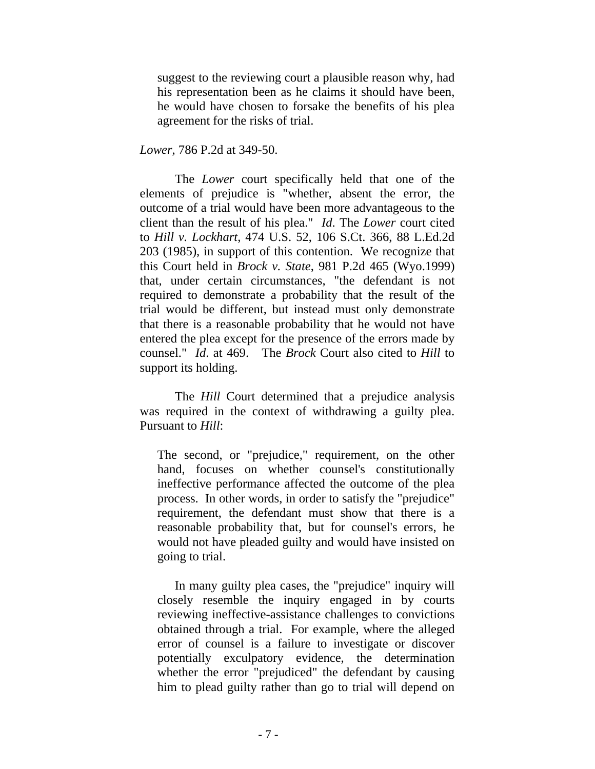> suggest to the reviewing court a plausible reason why, had his representation been as he claims it should have been, he would have chosen to forsake the benefits of his plea agreement for the risks of trial.

*Lower*, 786 P.2d at 349-50.

The *Lower* court specifically held that one of the elements of prejudice is "whether, absent the error, the outcome of a trial would have been more advantageous to the client than the result of his plea." *Id*. The *Lower* court cited to *Hill v. Lockhart*, 474 U.S. 52, 106 S.Ct. 366, 88 L.Ed.2d 203 (1985), in support of this contention. We recognize that this Court held in *Brock v. State*, 981 P.2d 465 (Wyo.1999) that, under certain circumstances, "the defendant is not required to demonstrate a probability that the result of the trial would be different, but instead must only demonstrate that there is a reasonable probability that he would not have entered the plea except for the presence of the errors made by counsel." *Id*. at 469. The *Brock* Court also cited to *Hill* to support its holding.

The *Hill* Court determined that a prejudice analysis was required in the context of withdrawing a guilty plea. Pursuant to *Hill*:

> The second, or "prejudice," requirement, on the other hand, focuses on whether counsel's constitutionally ineffective performance affected the outcome of the plea process. In other words, in order to satisfy the "prejudice" requirement, the defendant must show that there is a reasonable probability that, but for counsel's errors, he would not have pleaded guilty and would have insisted on going to trial.
>
> In many guilty plea cases, the "prejudice" inquiry will closely resemble the inquiry engaged in by courts reviewing ineffective-assistance challenges to convictions obtained through a trial. For example, where the alleged error of counsel is a failure to investigate or discover potentially exculpatory evidence, the determination whether the error "prejudiced" the defendant by causing him to plead guilty rather than go to trial will depend on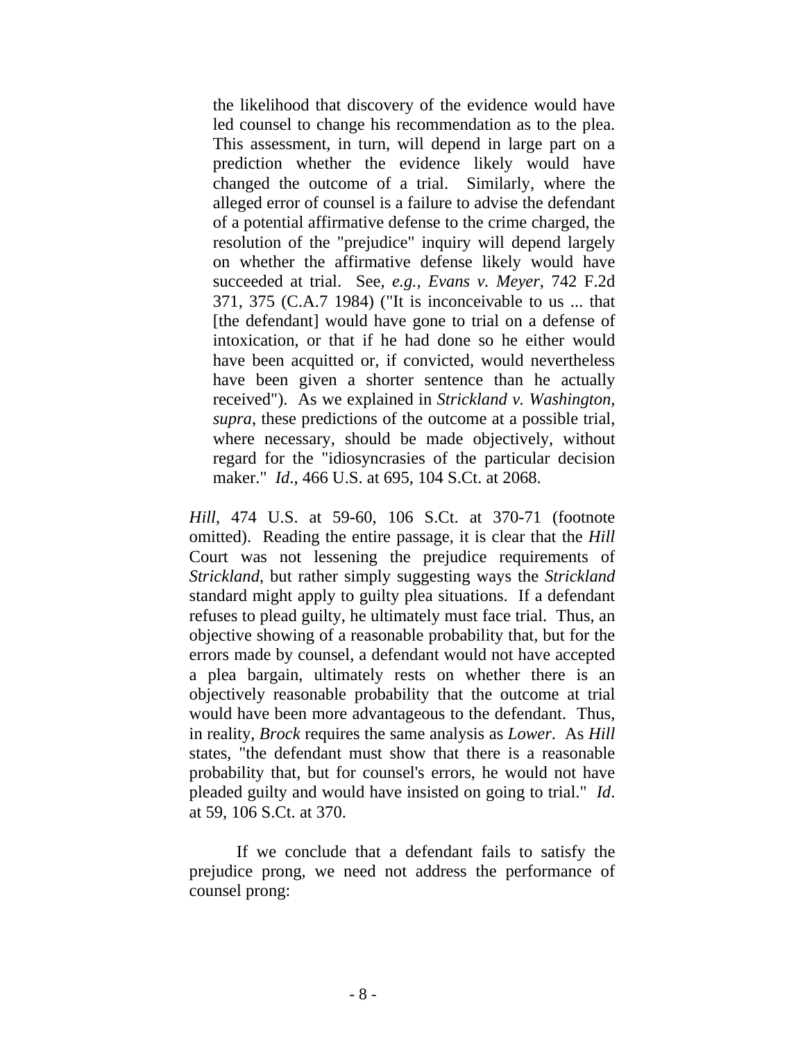> the likelihood that discovery of the evidence would have led counsel to change his recommendation as to the plea. This assessment, in turn, will depend in large part on a prediction whether the evidence likely would have changed the outcome of a trial. Similarly, where the alleged error of counsel is a failure to advise the defendant of a potential affirmative defense to the crime charged, the resolution of the "prejudice" inquiry will depend largely on whether the affirmative defense likely would have succeeded at trial. See, *e.g.*, *Evans v. Meyer*, 742 F.2d 371, 375 (C.A.7 1984) ("It is inconceivable to us ... that [the defendant] would have gone to trial on a defense of intoxication, or that if he had done so he either would have been acquitted or, if convicted, would nevertheless have been given a shorter sentence than he actually received"). As we explained in *Strickland v. Washington*, *supra*, these predictions of the outcome at a possible trial, where necessary, should be made objectively, without regard for the "idiosyncrasies of the particular decision maker." *Id*., 466 U.S. at 695, 104 S.Ct. at 2068.

*Hill*, 474 U.S. at 59-60, 106 S.Ct. at 370-71 (footnote omitted). Reading the entire passage, it is clear that the *Hill* Court was not lessening the prejudice requirements of *Strickland*, but rather simply suggesting ways the *Strickland* standard might apply to guilty plea situations. If a defendant refuses to plead guilty, he ultimately must face trial. Thus, an objective showing of a reasonable probability that, but for the errors made by counsel, a defendant would not have accepted a plea bargain, ultimately rests on whether there is an objectively reasonable probability that the outcome at trial would have been more advantageous to the defendant. Thus, in reality, *Brock* requires the same analysis as *Lower*. As *Hill* states, "the defendant must show that there is a reasonable probability that, but for counsel's errors, he would not have pleaded guilty and would have insisted on going to trial." *Id*. at 59, 106 S.Ct. at 370.

If we conclude that a defendant fails to satisfy the prejudice prong, we need not address the performance of counsel prong: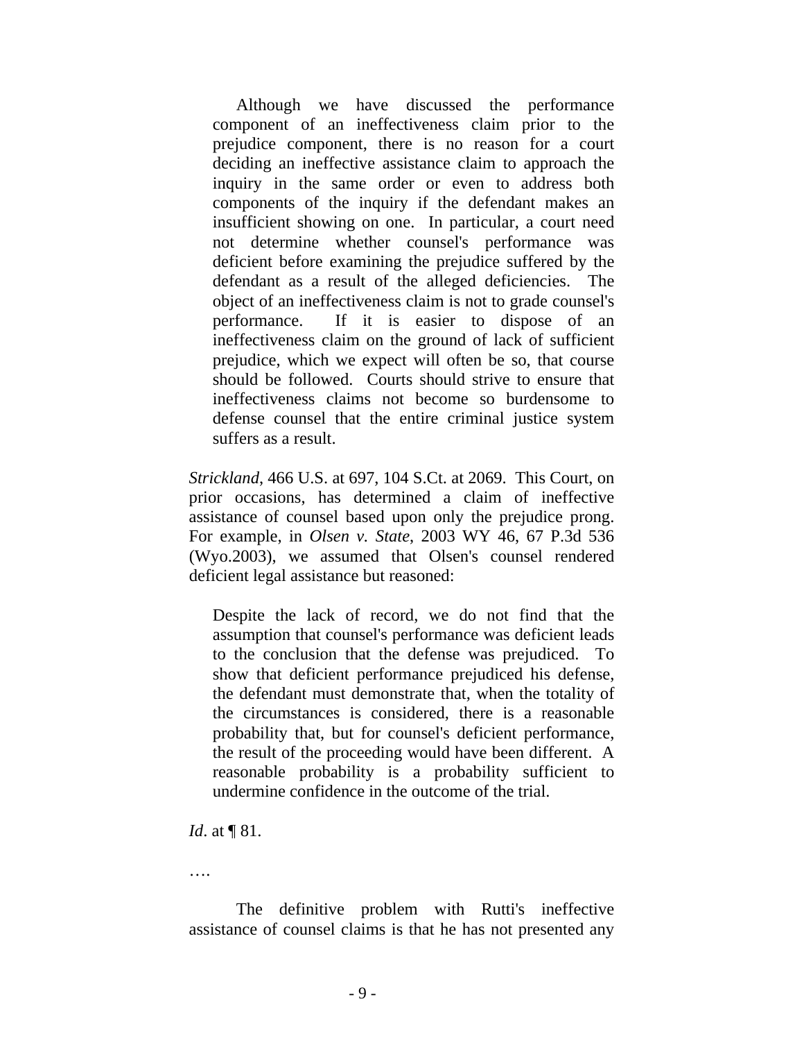> Although we have discussed the performance component of an ineffectiveness claim prior to the prejudice component, there is no reason for a court deciding an ineffective assistance claim to approach the inquiry in the same order or even to address both components of the inquiry if the defendant makes an insufficient showing on one. In particular, a court need not determine whether counsel's performance was deficient before examining the prejudice suffered by the defendant as a result of the alleged deficiencies. The object of an ineffectiveness claim is not to grade counsel's performance. If it is easier to dispose of an ineffectiveness claim on the ground of lack of sufficient prejudice, which we expect will often be so, that course should be followed. Courts should strive to ensure that ineffectiveness claims not become so burdensome to defense counsel that the entire criminal justice system suffers as a result.

*Strickland*, 466 U.S. at 697, 104 S.Ct. at 2069. This Court, on prior occasions, has determined a claim of ineffective assistance of counsel based upon only the prejudice prong. For example, in *Olsen v. State*, 2003 WY 46, 67 P.3d 536 (Wyo.2003), we assumed that Olsen's counsel rendered deficient legal assistance but reasoned:

> Despite the lack of record, we do not find that the assumption that counsel's performance was deficient leads to the conclusion that the defense was prejudiced. To show that deficient performance prejudiced his defense, the defendant must demonstrate that, when the totality of the circumstances is considered, there is a reasonable probability that, but for counsel's deficient performance, the result of the proceeding would have been different. A reasonable probability is a probability sufficient to undermine confidence in the outcome of the trial.

*Id*. at ¶ 81.

….

The definitive problem with Rutti's ineffective assistance of counsel claims is that he has not presented any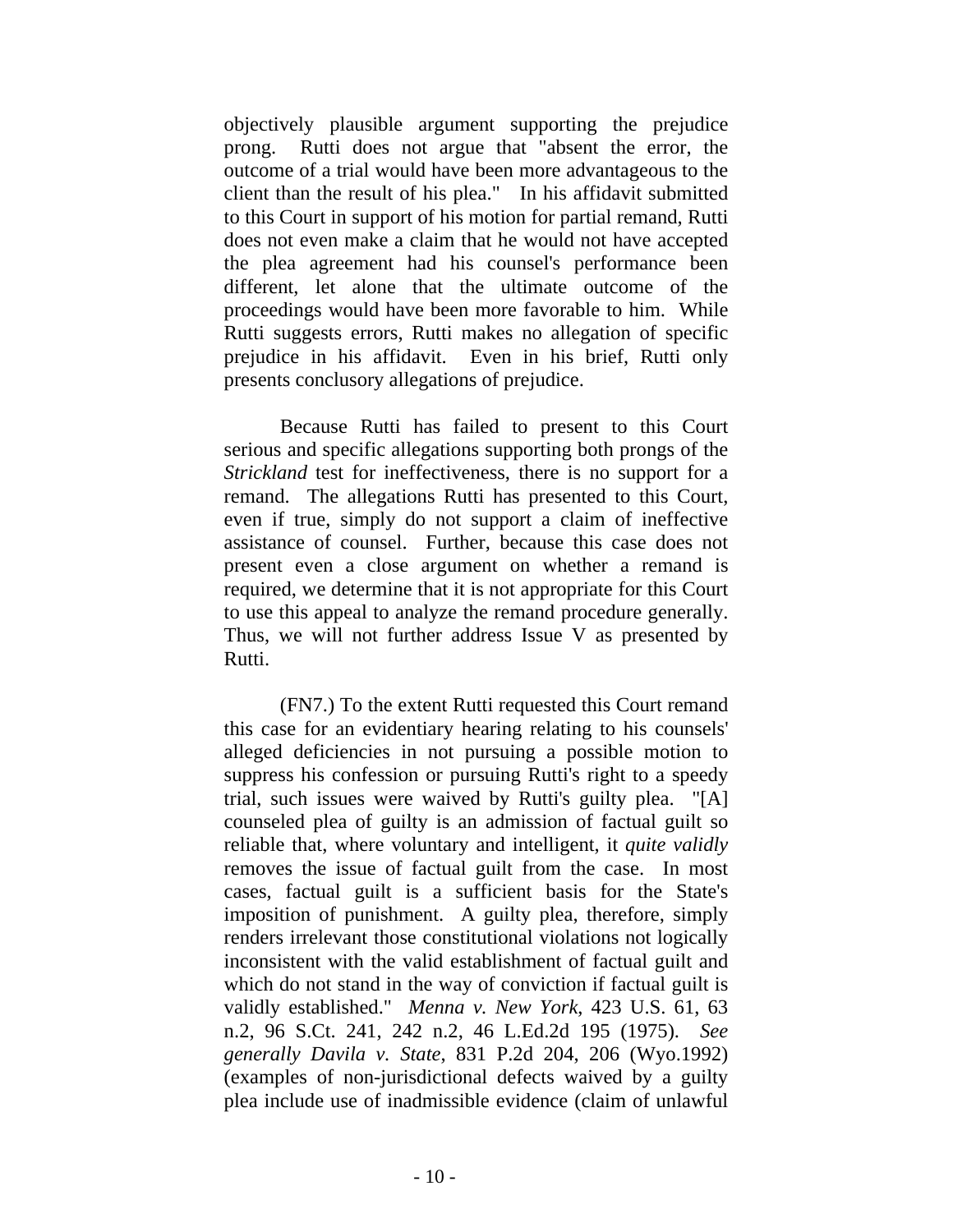objectively plausible argument supporting the prejudice prong. Rutti does not argue that "absent the error, the outcome of a trial would have been more advantageous to the client than the result of his plea." In his affidavit submitted to this Court in support of his motion for partial remand, Rutti does not even make a claim that he would not have accepted the plea agreement had his counsel's performance been different, let alone that the ultimate outcome of the proceedings would have been more favorable to him. While Rutti suggests errors, Rutti makes no allegation of specific prejudice in his affidavit. Even in his brief, Rutti only presents conclusory allegations of prejudice.

Because Rutti has failed to present to this Court serious and specific allegations supporting both prongs of the *Strickland* test for ineffectiveness, there is no support for a remand. The allegations Rutti has presented to this Court, even if true, simply do not support a claim of ineffective assistance of counsel. Further, because this case does not present even a close argument on whether a remand is required, we determine that it is not appropriate for this Court to use this appeal to analyze the remand procedure generally. Thus, we will not further address Issue V as presented by Rutti.

(FN7.) To the extent Rutti requested this Court remand this case for an evidentiary hearing relating to his counsels' alleged deficiencies in not pursuing a possible motion to suppress his confession or pursuing Rutti's right to a speedy trial, such issues were waived by Rutti's guilty plea. "[A] counseled plea of guilty is an admission of factual guilt so reliable that, where voluntary and intelligent, it *quite validly* removes the issue of factual guilt from the case. In most cases, factual guilt is a sufficient basis for the State's imposition of punishment. A guilty plea, therefore, simply renders irrelevant those constitutional violations not logically inconsistent with the valid establishment of factual guilt and which do not stand in the way of conviction if factual guilt is validly established." *Menna v. New York*, 423 U.S. 61, 63 n.2, 96 S.Ct. 241, 242 n.2, 46 L.Ed.2d 195 (1975). *See generally Davila v. State*, 831 P.2d 204, 206 (Wyo.1992) (examples of non-jurisdictional defects waived by a guilty plea include use of inadmissible evidence (claim of unlawful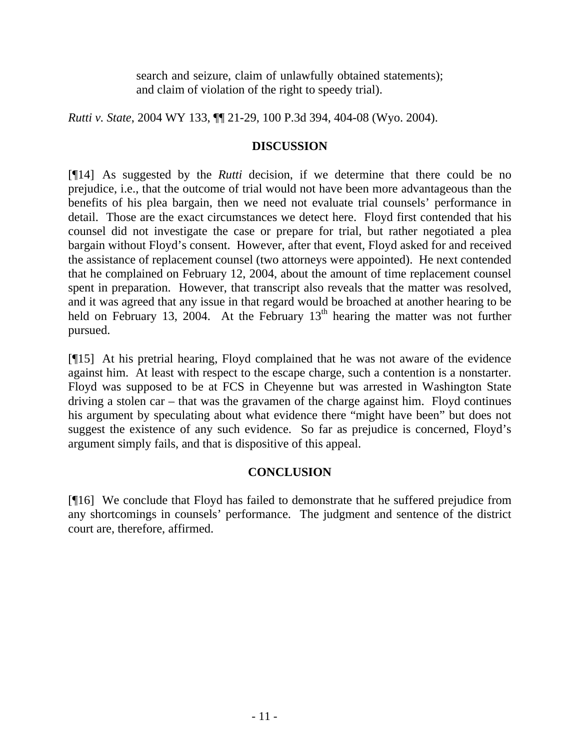search and seizure, claim of unlawfully obtained statements); and claim of violation of the right to speedy trial).

*Rutti v. State*, 2004 WY 133, ¶¶ 21-29, 100 P.3d 394, 404-08 (Wyo. 2004).

## DISCUSSION

[¶14] As suggested by the *Rutti* decision, if we determine that there could be no prejudice, i.e., that the outcome of trial would not have been more advantageous than the benefits of his plea bargain, then we need not evaluate trial counsels' performance in detail. Those are the exact circumstances we detect here. Floyd first contended that his counsel did not investigate the case or prepare for trial, but rather negotiated a plea bargain without Floyd's consent. However, after that event, Floyd asked for and received the assistance of replacement counsel (two attorneys were appointed). He next contended that he complained on February 12, 2004, about the amount of time replacement counsel spent in preparation. However, that transcript also reveals that the matter was resolved, and it was agreed that any issue in that regard would be broached at another hearing to be held on February 13, 2004. At the February 13th hearing the matter was not further pursued.

[¶15] At his pretrial hearing, Floyd complained that he was not aware of the evidence against him. At least with respect to the escape charge, such a contention is a nonstarter. Floyd was supposed to be at FCS in Cheyenne but was arrested in Washington State driving a stolen car – that was the gravamen of the charge against him. Floyd continues his argument by speculating about what evidence there "might have been" but does not suggest the existence of any such evidence. So far as prejudice is concerned, Floyd's argument simply fails, and that is dispositive of this appeal.

## CONCLUSION

[¶16] We conclude that Floyd has failed to demonstrate that he suffered prejudice from any shortcomings in counsels' performance. The judgment and sentence of the district court are, therefore, affirmed.